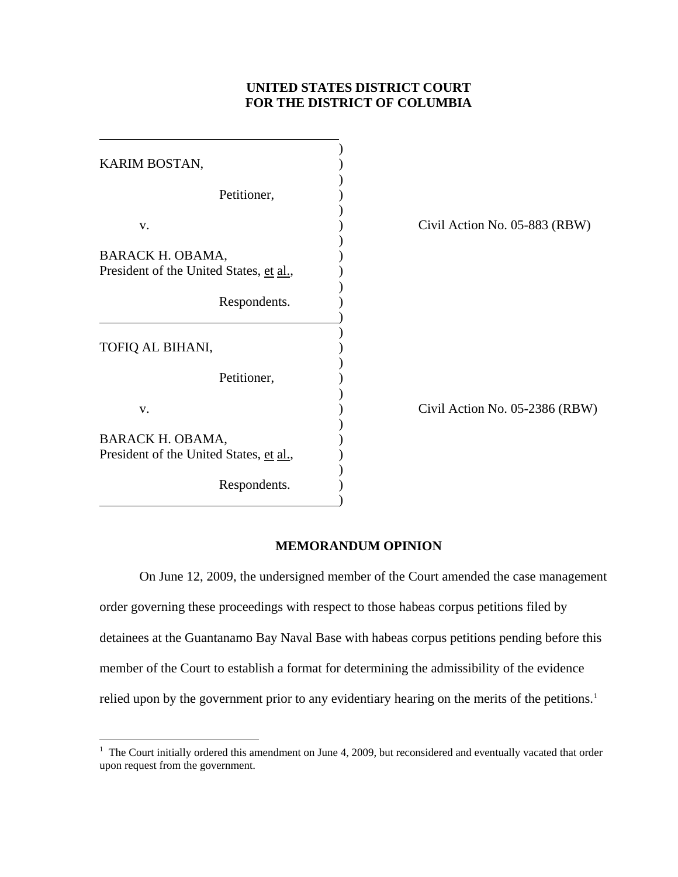**UNITED STATES DISTRICT COURT**
**FOR THE DISTRICT OF COLUMBIA**

| | |
|---|---|
| KARIM BOSTAN,<br><br>Petitioner,<br><br>v.<br><br>BARACK H. OBAMA,<br>President of the United States, et al.,<br><br>Respondents. | Civil Action No. 05-883 (RBW) |
| TOFIQ AL BIHANI,<br><br>Petitioner,<br><br>v.<br><br>BARACK H. OBAMA,<br>President of the United States, et al.,<br><br>Respondents. | Civil Action No. 05-2386 (RBW) |

## MEMORANDUM OPINION

On June 12, 2009, the undersigned member of the Court amended the case management order governing these proceedings with respect to those habeas corpus petitions filed by detainees at the Guantanamo Bay Naval Base with habeas corpus petitions pending before this member of the Court to establish a format for determining the admissibility of the evidence relied upon by the government prior to any evidentiary hearing on the merits of the petitions.[1]

---

[1] The Court initially ordered this amendment on June 4, 2009, but reconsidered and eventually vacated that order upon request from the government.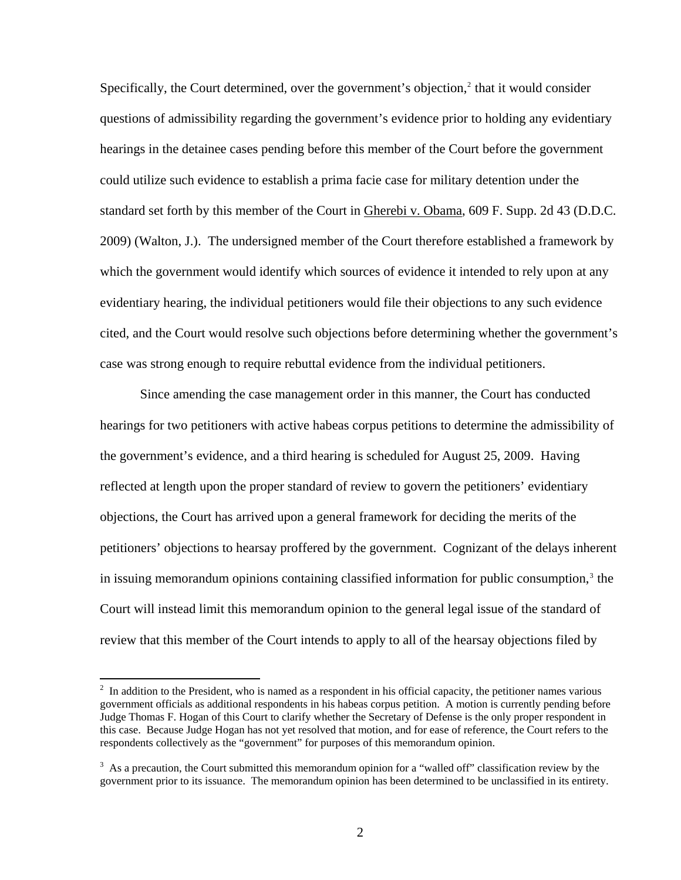Specifically, the Court determined, over the government's objection,[2] that it would consider questions of admissibility regarding the government's evidence prior to holding any evidentiary hearings in the detainee cases pending before this member of the Court before the government could utilize such evidence to establish a prima facie case for military detention under the standard set forth by this member of the Court in Gherebi v. Obama, 609 F. Supp. 2d 43 (D.D.C. 2009) (Walton, J.). The undersigned member of the Court therefore established a framework by which the government would identify which sources of evidence it intended to rely upon at any evidentiary hearing, the individual petitioners would file their objections to any such evidence cited, and the Court would resolve such objections before determining whether the government's case was strong enough to require rebuttal evidence from the individual petitioners.

Since amending the case management order in this manner, the Court has conducted hearings for two petitioners with active habeas corpus petitions to determine the admissibility of the government's evidence, and a third hearing is scheduled for August 25, 2009. Having reflected at length upon the proper standard of review to govern the petitioners' evidentiary objections, the Court has arrived upon a general framework for deciding the merits of the petitioners' objections to hearsay proffered by the government. Cognizant of the delays inherent in issuing memorandum opinions containing classified information for public consumption,[3] the Court will instead limit this memorandum opinion to the general legal issue of the standard of review that this member of the Court intends to apply to all of the hearsay objections filed by

---

[2] In addition to the President, who is named as a respondent in his official capacity, the petitioner names various government officials as additional respondents in his habeas corpus petition. A motion is currently pending before Judge Thomas F. Hogan of this Court to clarify whether the Secretary of Defense is the only proper respondent in this case. Because Judge Hogan has not yet resolved that motion, and for ease of reference, the Court refers to the respondents collectively as the "government" for purposes of this memorandum opinion.

[3] As a precaution, the Court submitted this memorandum opinion for a "walled off" classification review by the government prior to its issuance. The memorandum opinion has been determined to be unclassified in its entirety.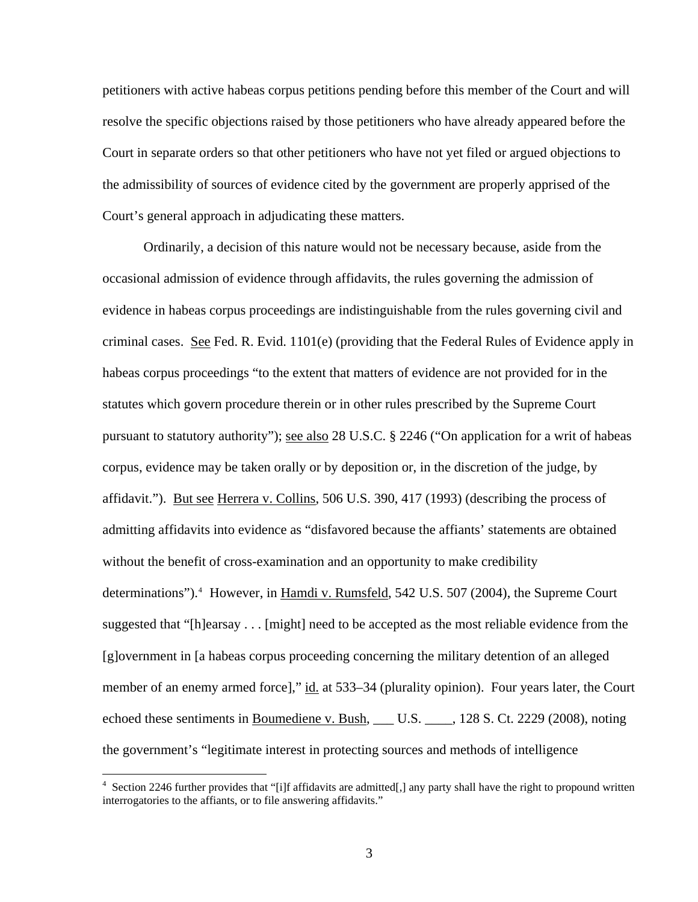petitioners with active habeas corpus petitions pending before this member of the Court and will resolve the specific objections raised by those petitioners who have already appeared before the Court in separate orders so that other petitioners who have not yet filed or argued objections to the admissibility of sources of evidence cited by the government are properly apprised of the Court's general approach in adjudicating these matters.

Ordinarily, a decision of this nature would not be necessary because, aside from the occasional admission of evidence through affidavits, the rules governing the admission of evidence in habeas corpus proceedings are indistinguishable from the rules governing civil and criminal cases. See Fed. R. Evid. 1101(e) (providing that the Federal Rules of Evidence apply in habeas corpus proceedings "to the extent that matters of evidence are not provided for in the statutes which govern procedure therein or in other rules prescribed by the Supreme Court pursuant to statutory authority"); see also 28 U.S.C. § 2246 ("On application for a writ of habeas corpus, evidence may be taken orally or by deposition or, in the discretion of the judge, by affidavit."). But see Herrera v. Collins, 506 U.S. 390, 417 (1993) (describing the process of admitting affidavits into evidence as "disfavored because the affiants' statements are obtained without the benefit of cross-examination and an opportunity to make credibility determinations").[4] However, in Hamdi v. Rumsfeld, 542 U.S. 507 (2004), the Supreme Court suggested that "[h]earsay . . . [might] need to be accepted as the most reliable evidence from the [g]overnment in [a habeas corpus proceeding concerning the military detention of an alleged member of an enemy armed force]," id. at 533–34 (plurality opinion). Four years later, the Court echoed these sentiments in Boumediene v. Bush, ___ U.S. ____, 128 S. Ct. 2229 (2008), noting the government's "legitimate interest in protecting sources and methods of intelligence

---

[4] Section 2246 further provides that "[i]f affidavits are admitted[,] any party shall have the right to propound written interrogatories to the affiants, or to file answering affidavits."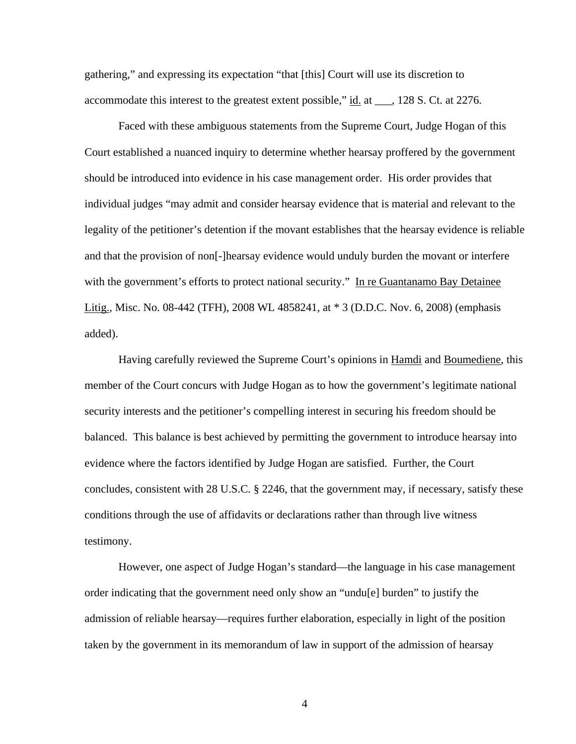gathering," and expressing its expectation "that [this] Court will use its discretion to accommodate this interest to the greatest extent possible," id. at ___, 128 S. Ct. at 2276.

Faced with these ambiguous statements from the Supreme Court, Judge Hogan of this Court established a nuanced inquiry to determine whether hearsay proffered by the government should be introduced into evidence in his case management order. His order provides that individual judges "may admit and consider hearsay evidence that is material and relevant to the legality of the petitioner's detention if the movant establishes that the hearsay evidence is reliable and that the provision of non[-]hearsay evidence would unduly burden the movant or interfere with the government's efforts to protect national security." In re Guantanamo Bay Detainee Litig., Misc. No. 08-442 (TFH), 2008 WL 4858241, at * 3 (D.D.C. Nov. 6, 2008) (emphasis added).

Having carefully reviewed the Supreme Court's opinions in Hamdi and Boumediene, this member of the Court concurs with Judge Hogan as to how the government's legitimate national security interests and the petitioner's compelling interest in securing his freedom should be balanced. This balance is best achieved by permitting the government to introduce hearsay into evidence where the factors identified by Judge Hogan are satisfied. Further, the Court concludes, consistent with 28 U.S.C. § 2246, that the government may, if necessary, satisfy these conditions through the use of affidavits or declarations rather than through live witness testimony.

However, one aspect of Judge Hogan's standard—the language in his case management order indicating that the government need only show an "undu[e] burden" to justify the admission of reliable hearsay—requires further elaboration, especially in light of the position taken by the government in its memorandum of law in support of the admission of hearsay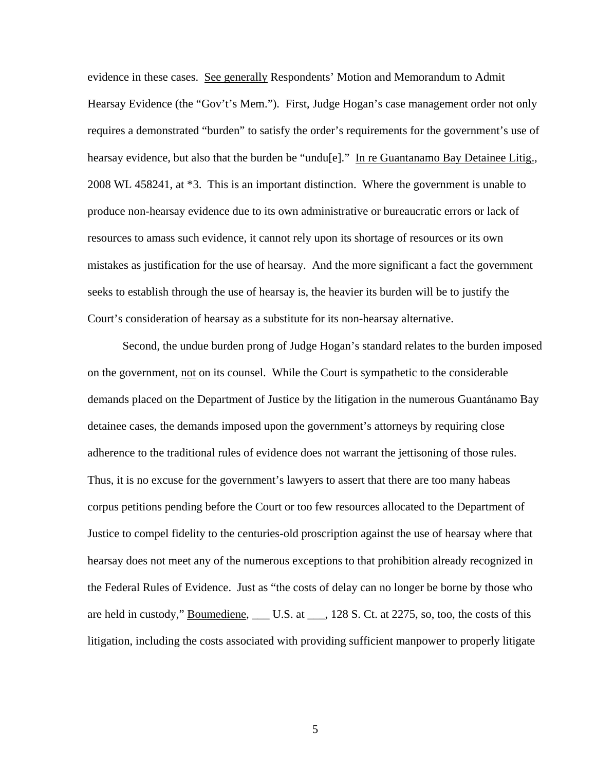evidence in these cases. See generally Respondents' Motion and Memorandum to Admit Hearsay Evidence (the "Gov't's Mem."). First, Judge Hogan's case management order not only requires a demonstrated "burden" to satisfy the order's requirements for the government's use of hearsay evidence, but also that the burden be "undu[e]." In re Guantanamo Bay Detainee Litig., 2008 WL 458241, at *3. This is an important distinction. Where the government is unable to produce non-hearsay evidence due to its own administrative or bureaucratic errors or lack of resources to amass such evidence, it cannot rely upon its shortage of resources or its own mistakes as justification for the use of hearsay. And the more significant a fact the government seeks to establish through the use of hearsay is, the heavier its burden will be to justify the Court's consideration of hearsay as a substitute for its non-hearsay alternative.

Second, the undue burden prong of Judge Hogan's standard relates to the burden imposed on the government, not on its counsel. While the Court is sympathetic to the considerable demands placed on the Department of Justice by the litigation in the numerous Guantánamo Bay detainee cases, the demands imposed upon the government's attorneys by requiring close adherence to the traditional rules of evidence does not warrant the jettisoning of those rules. Thus, it is no excuse for the government's lawyers to assert that there are too many habeas corpus petitions pending before the Court or too few resources allocated to the Department of Justice to compel fidelity to the centuries-old proscription against the use of hearsay where that hearsay does not meet any of the numerous exceptions to that prohibition already recognized in the Federal Rules of Evidence. Just as "the costs of delay can no longer be borne by those who are held in custody," Boumediene, ___ U.S. at ___, 128 S. Ct. at 2275, so, too, the costs of this litigation, including the costs associated with providing sufficient manpower to properly litigate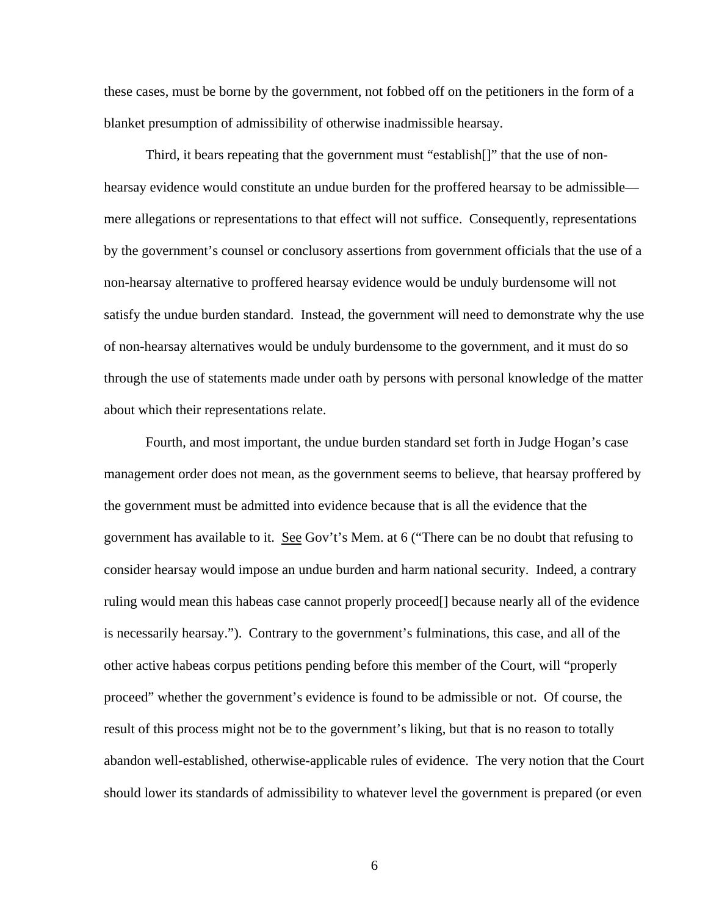these cases, must be borne by the government, not fobbed off on the petitioners in the form of a blanket presumption of admissibility of otherwise inadmissible hearsay.

Third, it bears repeating that the government must "establish[]" that the use of non-hearsay evidence would constitute an undue burden for the proffered hearsay to be admissible—mere allegations or representations to that effect will not suffice. Consequently, representations by the government's counsel or conclusory assertions from government officials that the use of a non-hearsay alternative to proffered hearsay evidence would be unduly burdensome will not satisfy the undue burden standard. Instead, the government will need to demonstrate why the use of non-hearsay alternatives would be unduly burdensome to the government, and it must do so through the use of statements made under oath by persons with personal knowledge of the matter about which their representations relate.

Fourth, and most important, the undue burden standard set forth in Judge Hogan's case management order does not mean, as the government seems to believe, that hearsay proffered by the government must be admitted into evidence because that is all the evidence that the government has available to it. See Gov't's Mem. at 6 ("There can be no doubt that refusing to consider hearsay would impose an undue burden and harm national security. Indeed, a contrary ruling would mean this habeas case cannot properly proceed[] because nearly all of the evidence is necessarily hearsay."). Contrary to the government's fulminations, this case, and all of the other active habeas corpus petitions pending before this member of the Court, will "properly proceed" whether the government's evidence is found to be admissible or not. Of course, the result of this process might not be to the government's liking, but that is no reason to totally abandon well-established, otherwise-applicable rules of evidence. The very notion that the Court should lower its standards of admissibility to whatever level the government is prepared (or even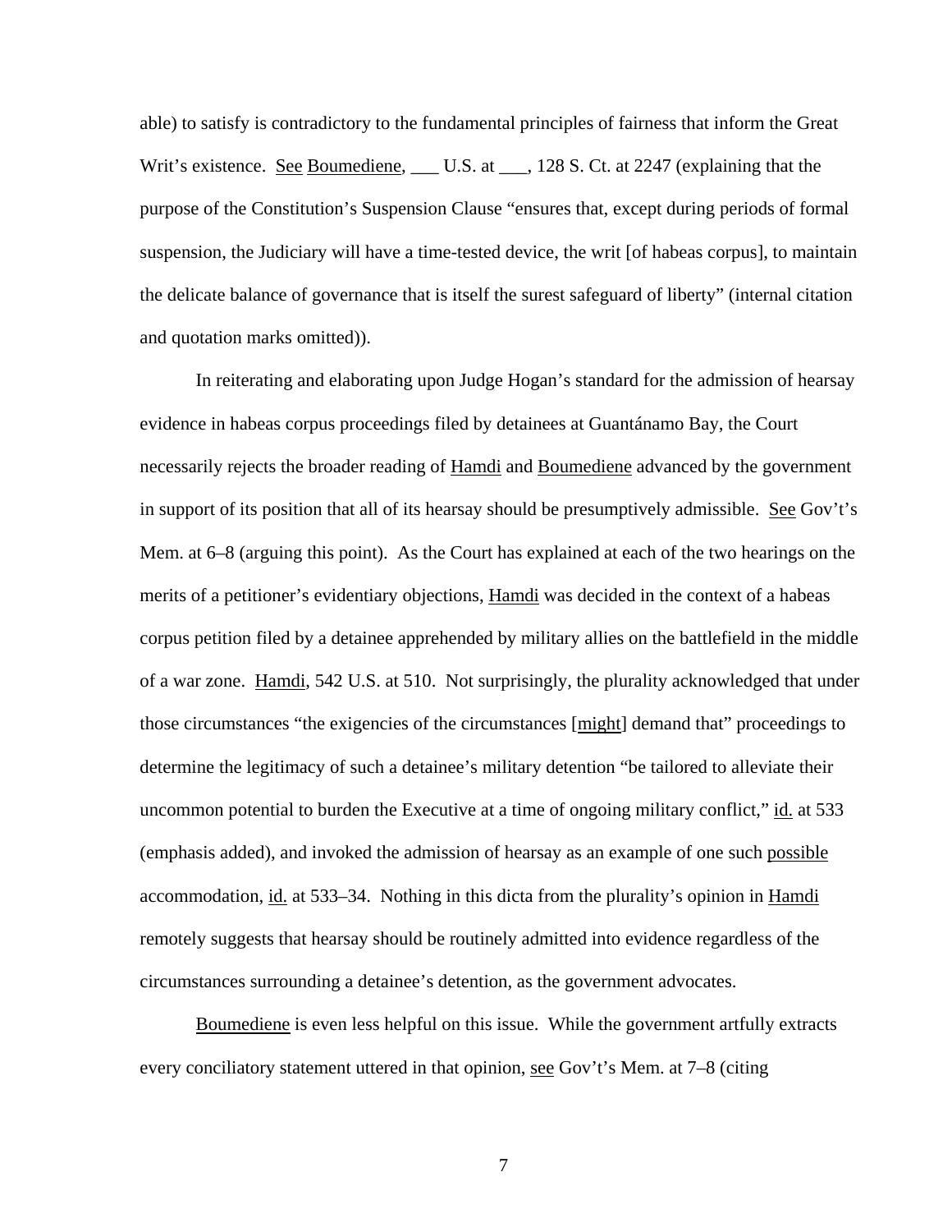able) to satisfy is contradictory to the fundamental principles of fairness that inform the Great Writ's existence. See Boumediene, ___ U.S. at ___, 128 S. Ct. at 2247 (explaining that the purpose of the Constitution's Suspension Clause "ensures that, except during periods of formal suspension, the Judiciary will have a time-tested device, the writ [of habeas corpus], to maintain the delicate balance of governance that is itself the surest safeguard of liberty" (internal citation and quotation marks omitted)).

In reiterating and elaborating upon Judge Hogan's standard for the admission of hearsay evidence in habeas corpus proceedings filed by detainees at Guantánamo Bay, the Court necessarily rejects the broader reading of Hamdi and Boumediene advanced by the government in support of its position that all of its hearsay should be presumptively admissible. See Gov't's Mem. at 6–8 (arguing this point). As the Court has explained at each of the two hearings on the merits of a petitioner's evidentiary objections, Hamdi was decided in the context of a habeas corpus petition filed by a detainee apprehended by military allies on the battlefield in the middle of a war zone. Hamdi, 542 U.S. at 510. Not surprisingly, the plurality acknowledged that under those circumstances "the exigencies of the circumstances [might] demand that" proceedings to determine the legitimacy of such a detainee's military detention "be tailored to alleviate their uncommon potential to burden the Executive at a time of ongoing military conflict," id. at 533 (emphasis added), and invoked the admission of hearsay as an example of one such possible accommodation, id. at 533–34. Nothing in this dicta from the plurality's opinion in Hamdi remotely suggests that hearsay should be routinely admitted into evidence regardless of the circumstances surrounding a detainee's detention, as the government advocates.

Boumediene is even less helpful on this issue. While the government artfully extracts every conciliatory statement uttered in that opinion, see Gov't's Mem. at 7–8 (citing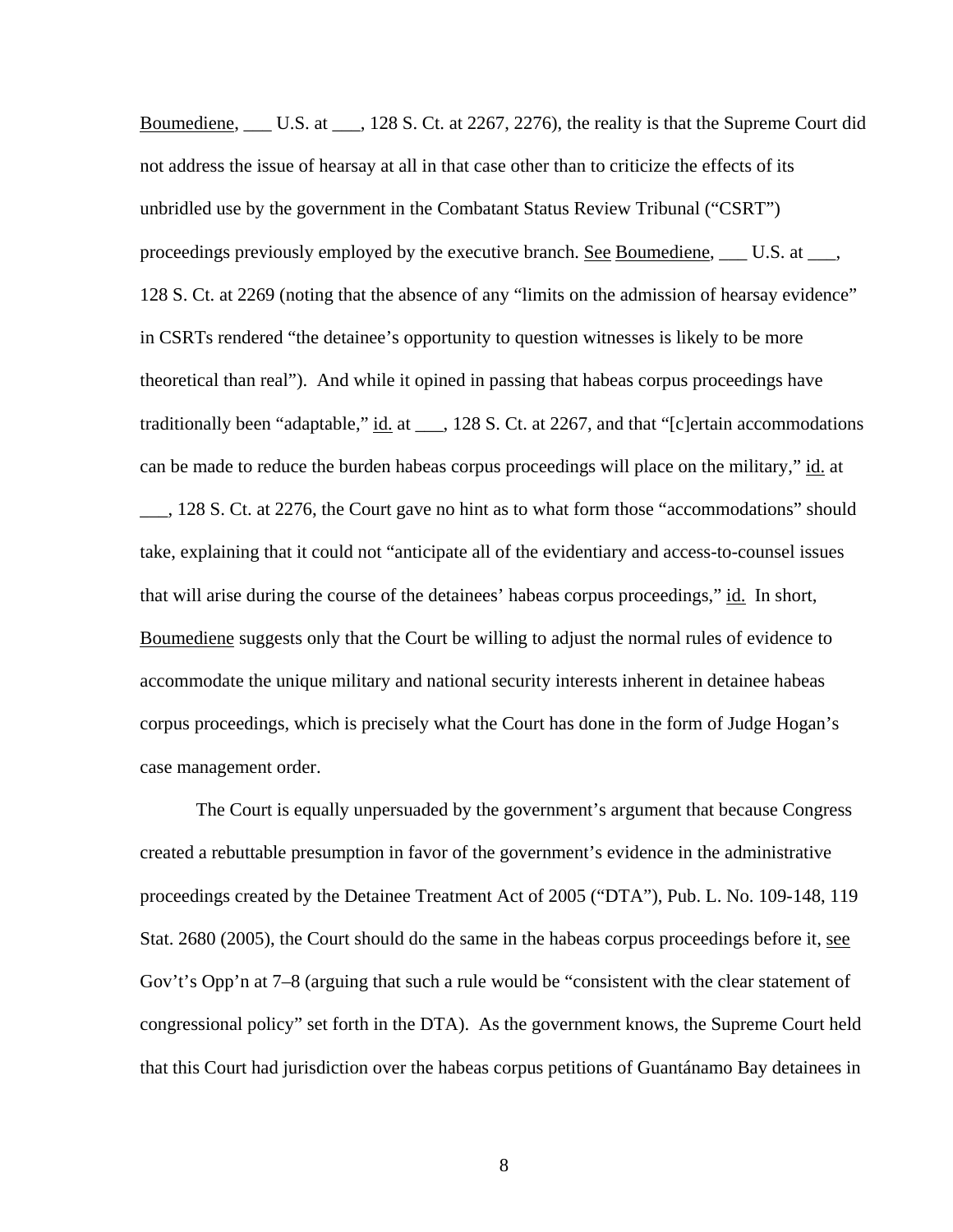Boumediene, ___ U.S. at ___, 128 S. Ct. at 2267, 2276), the reality is that the Supreme Court did not address the issue of hearsay at all in that case other than to criticize the effects of its unbridled use by the government in the Combatant Status Review Tribunal ("CSRT") proceedings previously employed by the executive branch. See Boumediene, ___ U.S. at ___, 128 S. Ct. at 2269 (noting that the absence of any "limits on the admission of hearsay evidence" in CSRTs rendered "the detainee's opportunity to question witnesses is likely to be more theoretical than real"). And while it opined in passing that habeas corpus proceedings have traditionally been "adaptable," id. at ___, 128 S. Ct. at 2267, and that "[c]ertain accommodations can be made to reduce the burden habeas corpus proceedings will place on the military," id. at ___, 128 S. Ct. at 2276, the Court gave no hint as to what form those "accommodations" should take, explaining that it could not "anticipate all of the evidentiary and access-to-counsel issues that will arise during the course of the detainees' habeas corpus proceedings," id. In short, Boumediene suggests only that the Court be willing to adjust the normal rules of evidence to accommodate the unique military and national security interests inherent in detainee habeas corpus proceedings, which is precisely what the Court has done in the form of Judge Hogan's case management order.

The Court is equally unpersuaded by the government's argument that because Congress created a rebuttable presumption in favor of the government's evidence in the administrative proceedings created by the Detainee Treatment Act of 2005 ("DTA"), Pub. L. No. 109-148, 119 Stat. 2680 (2005), the Court should do the same in the habeas corpus proceedings before it, see Gov't's Opp'n at 7–8 (arguing that such a rule would be "consistent with the clear statement of congressional policy" set forth in the DTA). As the government knows, the Supreme Court held that this Court had jurisdiction over the habeas corpus petitions of Guantánamo Bay detainees in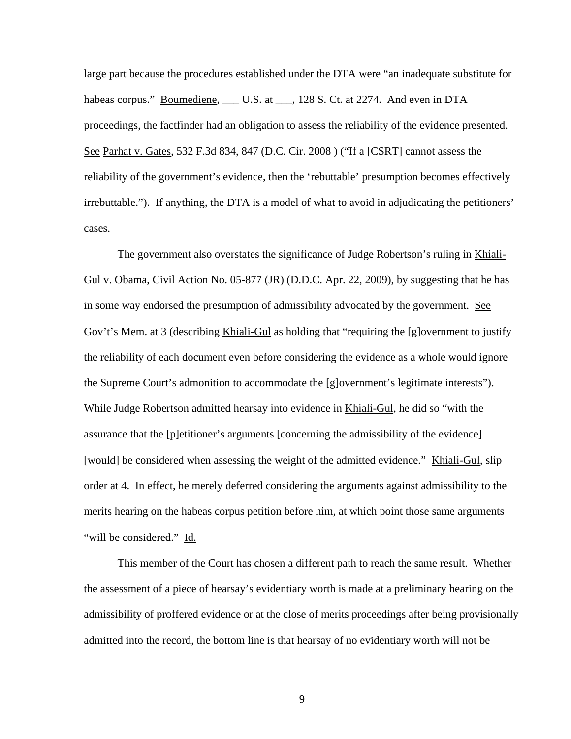large part because the procedures established under the DTA were "an inadequate substitute for habeas corpus." Boumediene, ___ U.S. at ___, 128 S. Ct. at 2274. And even in DTA proceedings, the factfinder had an obligation to assess the reliability of the evidence presented. See Parhat v. Gates, 532 F.3d 834, 847 (D.C. Cir. 2008 ) ("If a [CSRT] cannot assess the reliability of the government's evidence, then the 'rebuttable' presumption becomes effectively irrebuttable."). If anything, the DTA is a model of what to avoid in adjudicating the petitioners' cases.

The government also overstates the significance of Judge Robertson's ruling in Khiali-Gul v. Obama, Civil Action No. 05-877 (JR) (D.D.C. Apr. 22, 2009), by suggesting that he has in some way endorsed the presumption of admissibility advocated by the government. See Gov't's Mem. at 3 (describing Khiali-Gul as holding that "requiring the [g]overnment to justify the reliability of each document even before considering the evidence as a whole would ignore the Supreme Court's admonition to accommodate the [g]overnment's legitimate interests"). While Judge Robertson admitted hearsay into evidence in Khiali-Gul, he did so "with the assurance that the [p]etitioner's arguments [concerning the admissibility of the evidence] [would] be considered when assessing the weight of the admitted evidence." Khiali-Gul, slip order at 4. In effect, he merely deferred considering the arguments against admissibility to the merits hearing on the habeas corpus petition before him, at which point those same arguments "will be considered." Id.

This member of the Court has chosen a different path to reach the same result. Whether the assessment of a piece of hearsay's evidentiary worth is made at a preliminary hearing on the admissibility of proffered evidence or at the close of merits proceedings after being provisionally admitted into the record, the bottom line is that hearsay of no evidentiary worth will not be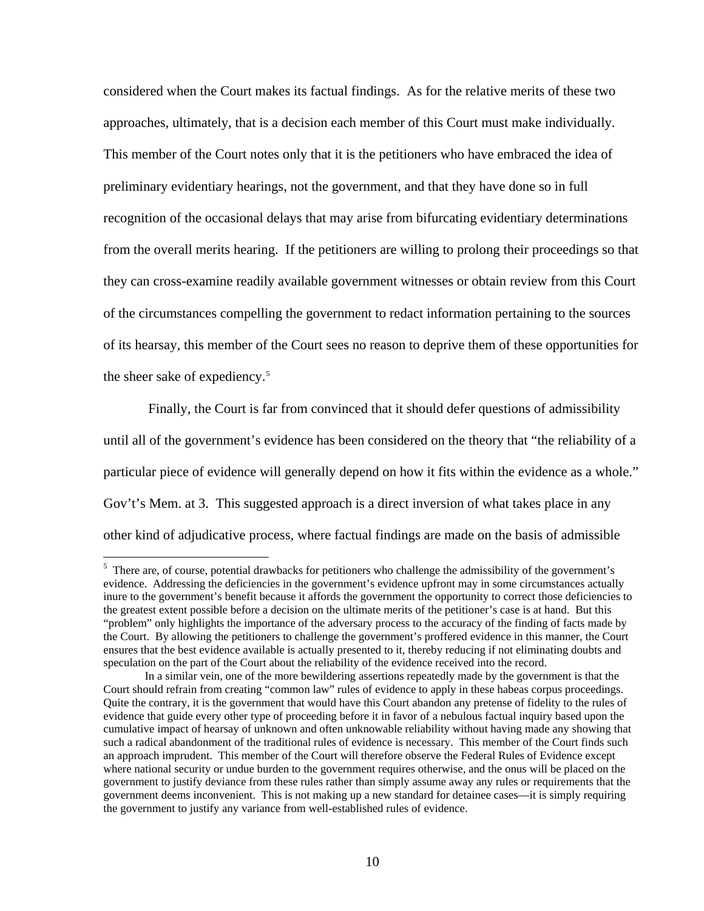considered when the Court makes its factual findings. As for the relative merits of these two approaches, ultimately, that is a decision each member of this Court must make individually. This member of the Court notes only that it is the petitioners who have embraced the idea of preliminary evidentiary hearings, not the government, and that they have done so in full recognition of the occasional delays that may arise from bifurcating evidentiary determinations from the overall merits hearing. If the petitioners are willing to prolong their proceedings so that they can cross-examine readily available government witnesses or obtain review from this Court of the circumstances compelling the government to redact information pertaining to the sources of its hearsay, this member of the Court sees no reason to deprive them of these opportunities for the sheer sake of expediency.[5]

Finally, the Court is far from convinced that it should defer questions of admissibility until all of the government's evidence has been considered on the theory that "the reliability of a particular piece of evidence will generally depend on how it fits within the evidence as a whole." Gov't's Mem. at 3. This suggested approach is a direct inversion of what takes place in any other kind of adjudicative process, where factual findings are made on the basis of admissible

---

[5] There are, of course, potential drawbacks for petitioners who challenge the admissibility of the government's evidence. Addressing the deficiencies in the government's evidence upfront may in some circumstances actually inure to the government's benefit because it affords the government the opportunity to correct those deficiencies to the greatest extent possible before a decision on the ultimate merits of the petitioner's case is at hand. But this "problem" only highlights the importance of the adversary process to the accuracy of the finding of facts made by the Court. By allowing the petitioners to challenge the government's proffered evidence in this manner, the Court ensures that the best evidence available is actually presented to it, thereby reducing if not eliminating doubts and speculation on the part of the Court about the reliability of the evidence received into the record.

In a similar vein, one of the more bewildering assertions repeatedly made by the government is that the Court should refrain from creating "common law" rules of evidence to apply in these habeas corpus proceedings. Quite the contrary, it is the government that would have this Court abandon any pretense of fidelity to the rules of evidence that guide every other type of proceeding before it in favor of a nebulous factual inquiry based upon the cumulative impact of hearsay of unknown and often unknowable reliability without having made any showing that such a radical abandonment of the traditional rules of evidence is necessary. This member of the Court finds such an approach imprudent. This member of the Court will therefore observe the Federal Rules of Evidence except where national security or undue burden to the government requires otherwise, and the onus will be placed on the government to justify deviance from these rules rather than simply assume away any rules or requirements that the government deems inconvenient. This is not making up a new standard for detainee cases—it is simply requiring the government to justify any variance from well-established rules of evidence.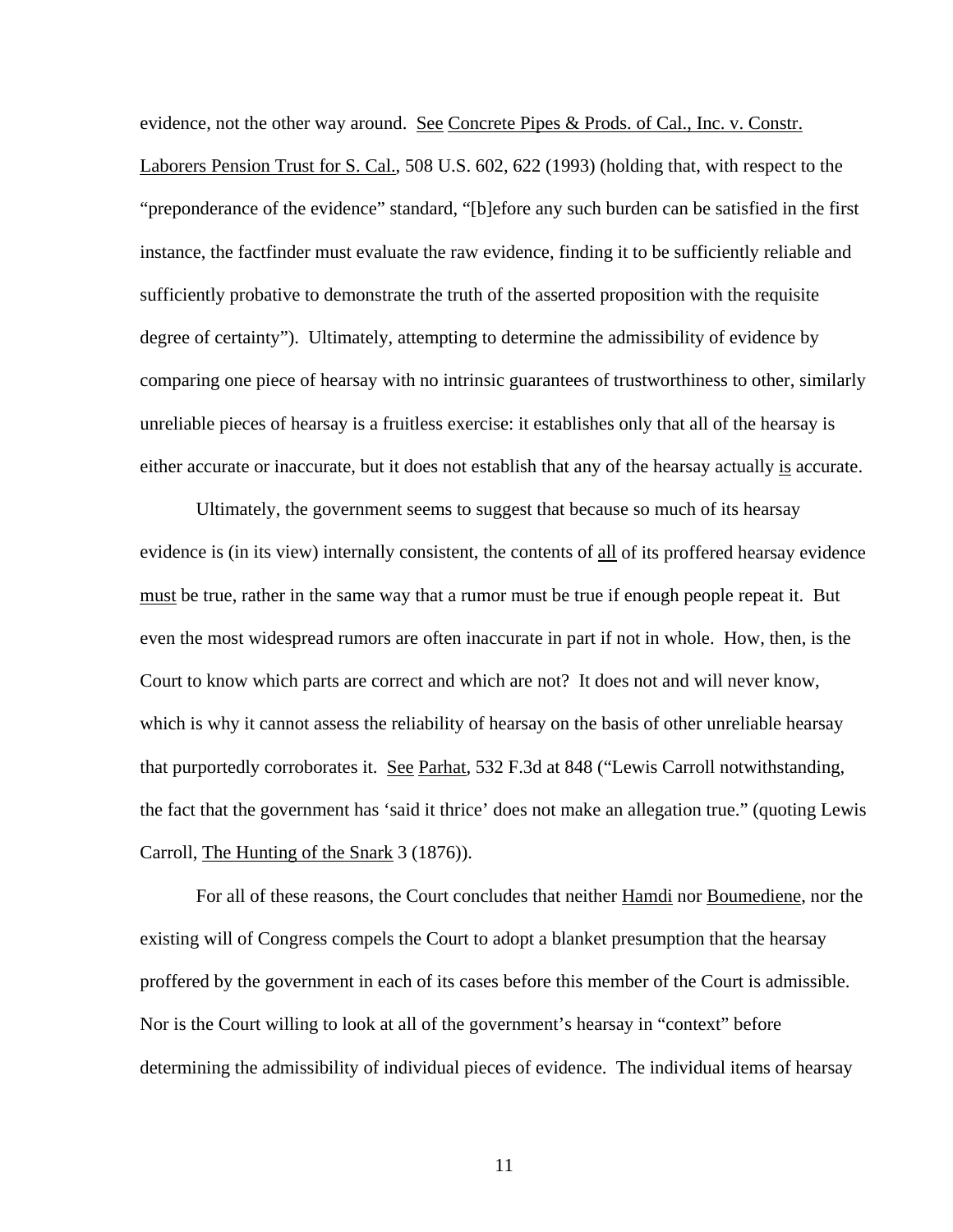evidence, not the other way around. See Concrete Pipes & Prods. of Cal., Inc. v. Constr. Laborers Pension Trust for S. Cal., 508 U.S. 602, 622 (1993) (holding that, with respect to the "preponderance of the evidence" standard, "[b]efore any such burden can be satisfied in the first instance, the factfinder must evaluate the raw evidence, finding it to be sufficiently reliable and sufficiently probative to demonstrate the truth of the asserted proposition with the requisite degree of certainty"). Ultimately, attempting to determine the admissibility of evidence by comparing one piece of hearsay with no intrinsic guarantees of trustworthiness to other, similarly unreliable pieces of hearsay is a fruitless exercise: it establishes only that all of the hearsay is either accurate or inaccurate, but it does not establish that any of the hearsay actually is accurate.

Ultimately, the government seems to suggest that because so much of its hearsay evidence is (in its view) internally consistent, the contents of all of its proffered hearsay evidence must be true, rather in the same way that a rumor must be true if enough people repeat it. But even the most widespread rumors are often inaccurate in part if not in whole. How, then, is the Court to know which parts are correct and which are not? It does not and will never know, which is why it cannot assess the reliability of hearsay on the basis of other unreliable hearsay that purportedly corroborates it. See Parhat, 532 F.3d at 848 ("Lewis Carroll notwithstanding, the fact that the government has 'said it thrice' does not make an allegation true." (quoting Lewis Carroll, The Hunting of the Snark 3 (1876)).

For all of these reasons, the Court concludes that neither Hamdi nor Boumediene, nor the existing will of Congress compels the Court to adopt a blanket presumption that the hearsay proffered by the government in each of its cases before this member of the Court is admissible. Nor is the Court willing to look at all of the government's hearsay in "context" before determining the admissibility of individual pieces of evidence. The individual items of hearsay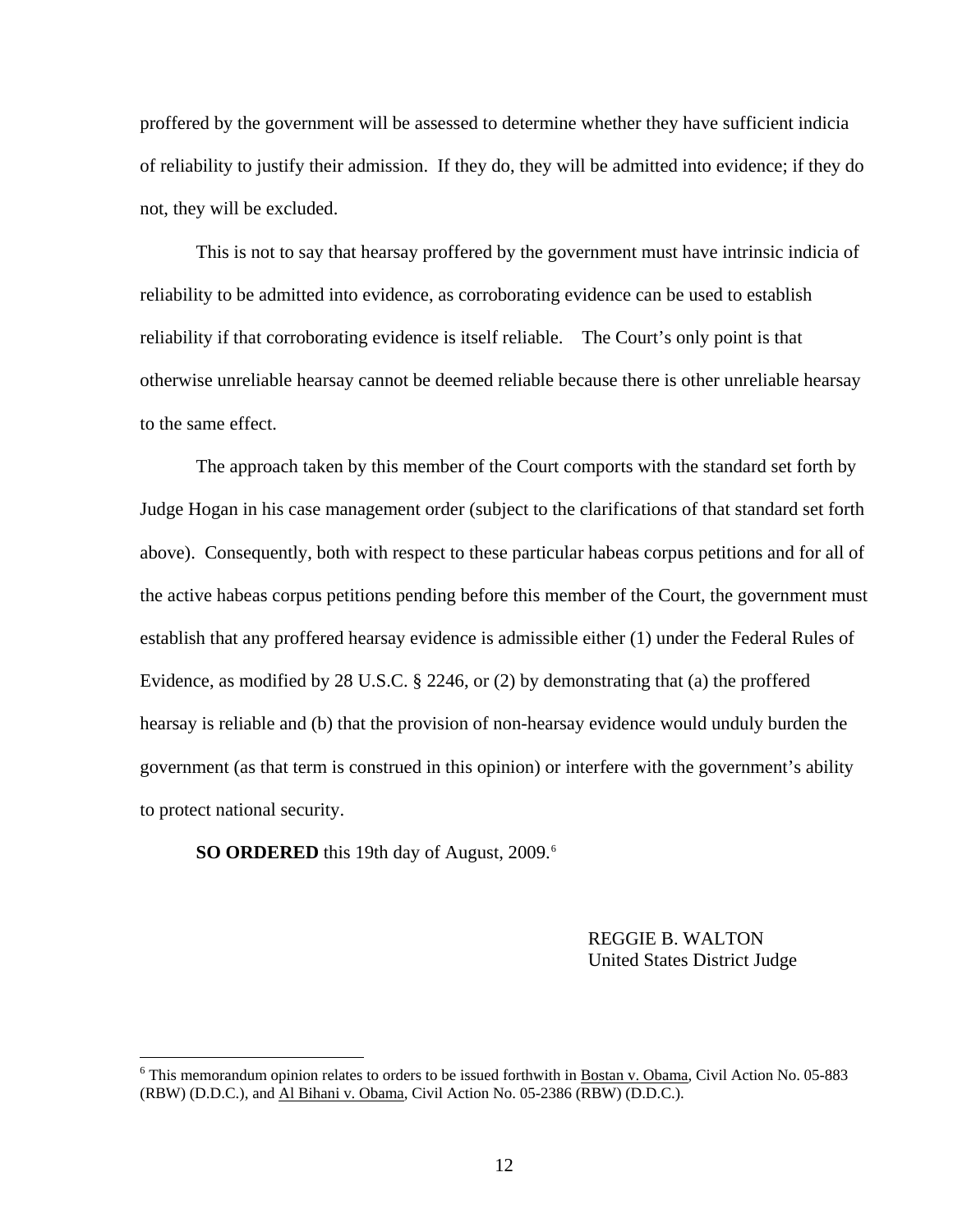proffered by the government will be assessed to determine whether they have sufficient indicia of reliability to justify their admission. If they do, they will be admitted into evidence; if they do not, they will be excluded.

This is not to say that hearsay proffered by the government must have intrinsic indicia of reliability to be admitted into evidence, as corroborating evidence can be used to establish reliability if that corroborating evidence is itself reliable. The Court's only point is that otherwise unreliable hearsay cannot be deemed reliable because there is other unreliable hearsay to the same effect.

The approach taken by this member of the Court comports with the standard set forth by Judge Hogan in his case management order (subject to the clarifications of that standard set forth above). Consequently, both with respect to these particular habeas corpus petitions and for all of the active habeas corpus petitions pending before this member of the Court, the government must establish that any proffered hearsay evidence is admissible either (1) under the Federal Rules of Evidence, as modified by 28 U.S.C. § 2246, or (2) by demonstrating that (a) the proffered hearsay is reliable and (b) that the provision of non-hearsay evidence would unduly burden the government (as that term is construed in this opinion) or interfere with the government's ability to protect national security.

**SO ORDERED** this 19th day of August, 2009.[6]

REGGIE B. WALTON
United States District Judge

---

[6] This memorandum opinion relates to orders to be issued forthwith in Bostan v. Obama, Civil Action No. 05-883 (RBW) (D.D.C.), and Al Bihani v. Obama, Civil Action No. 05-2386 (RBW) (D.D.C.).